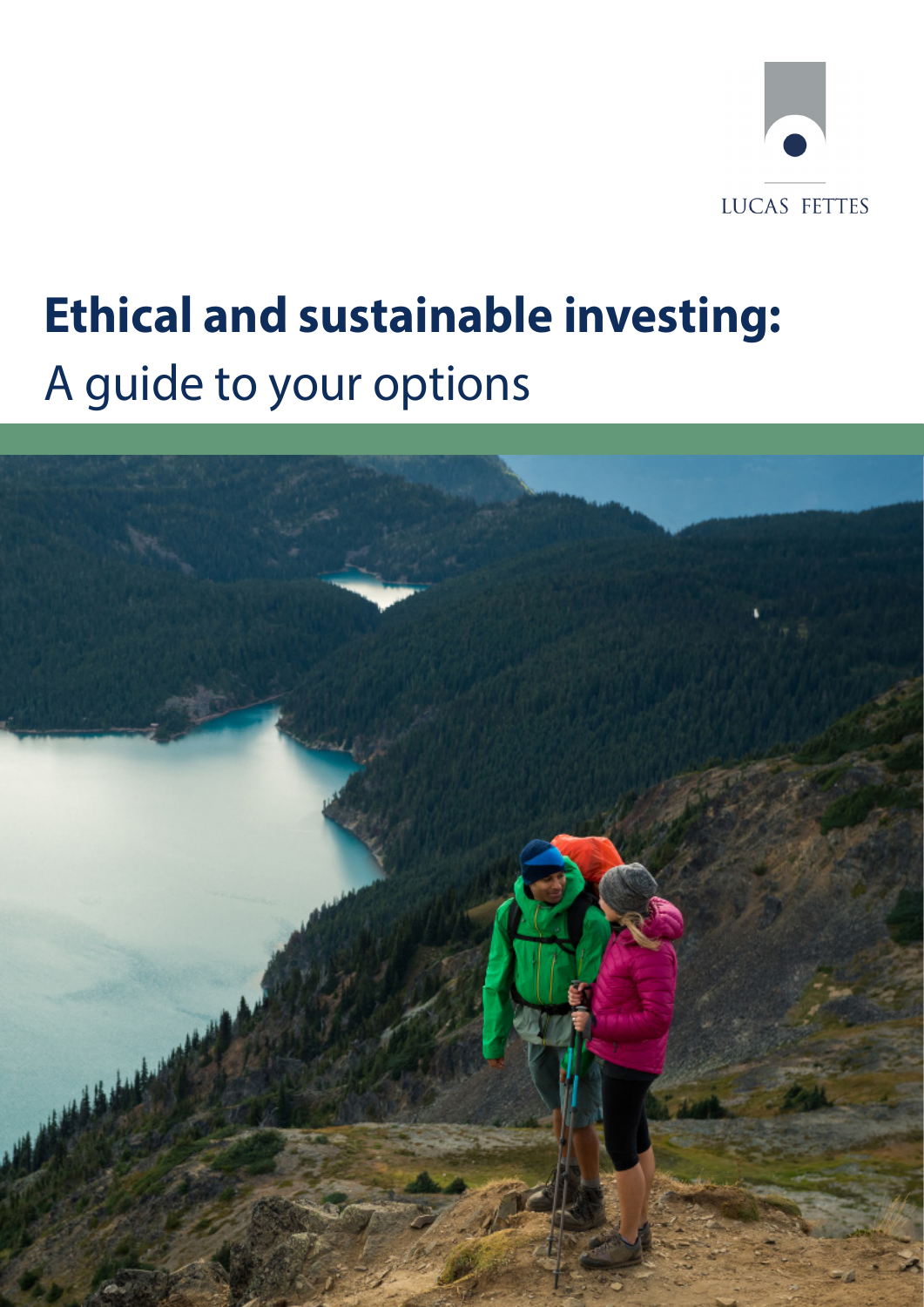LUCAS FETTES

# Ethical and sustainable investing:

## A guide to your options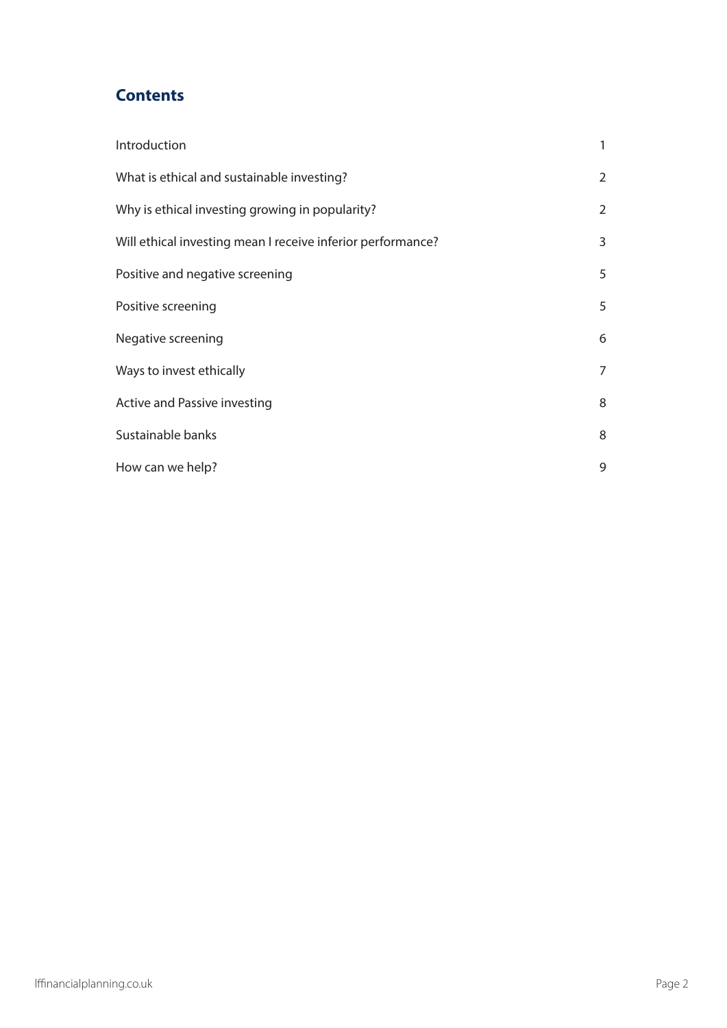## Contents

| | |
|---|---|
| Introduction | 1 |
| What is ethical and sustainable investing? | 2 |
| Why is ethical investing growing in popularity? | 2 |
| Will ethical investing mean I receive inferior performance? | 3 |
| Positive and negative screening | 5 |
| Positive screening | 5 |
| Negative screening | 6 |
| Ways to invest ethically | 7 |
| Active and Passive investing | 8 |
| Sustainable banks | 8 |
| How can we help? | 9 |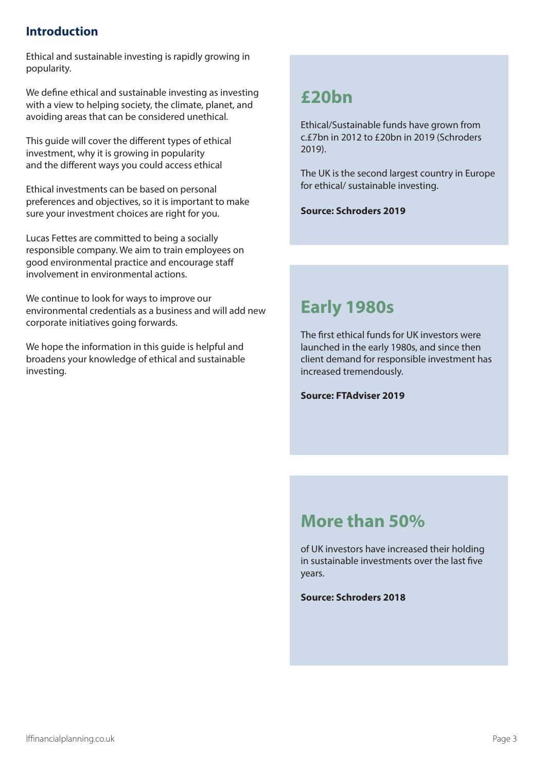## Introduction

Ethical and sustainable investing is rapidly growing in popularity.

We define ethical and sustainable investing as investing with a view to helping society, the climate, planet, and avoiding areas that can be considered unethical.

This guide will cover the different types of ethical investment, why it is growing in popularity and the different ways you could access ethical

Ethical investments can be based on personal preferences and objectives, so it is important to make sure your investment choices are right for you.

Lucas Fettes are committed to being a socially responsible company. We aim to train employees on good environmental practice and encourage staff involvement in environmental actions.

We continue to look for ways to improve our environmental credentials as a business and will add new corporate initiatives going forwards.

We hope the information in this guide is helpful and broadens your knowledge of ethical and sustainable investing.

## £20bn

Ethical/Sustainable funds have grown from c.£7bn in 2012 to £20bn in 2019 (Schroders 2019).

The UK is the second largest country in Europe for ethical/ sustainable investing.

**Source: Schroders 2019**

## Early 1980s

The first ethical funds for UK investors were launched in the early 1980s, and since then client demand for responsible investment has increased tremendously.

**Source: FTAdviser 2019**

## More than 50%

of UK investors have increased their holding in sustainable investments over the last five years.

**Source: Schroders 2018**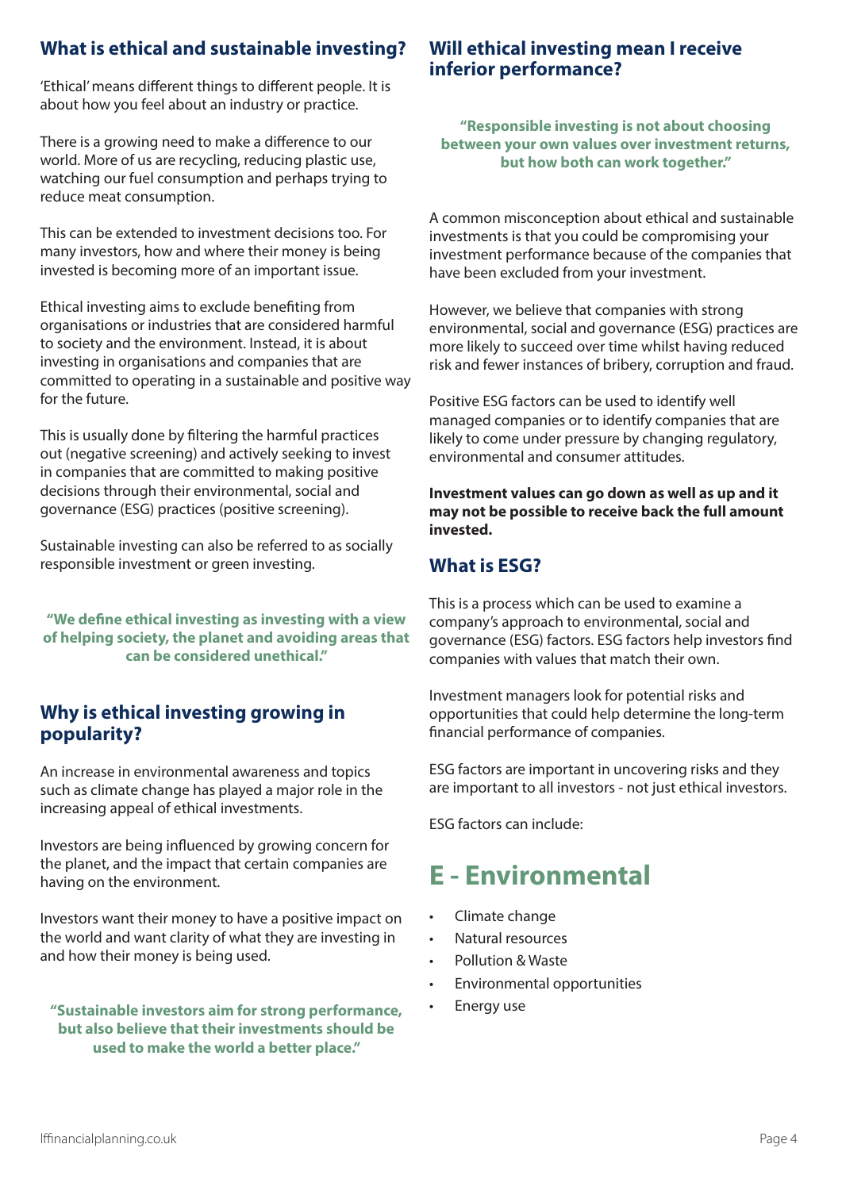## What is ethical and sustainable investing?

'Ethical' means different things to different people. It is about how you feel about an industry or practice.

There is a growing need to make a difference to our world. More of us are recycling, reducing plastic use, watching our fuel consumption and perhaps trying to reduce meat consumption.

This can be extended to investment decisions too. For many investors, how and where their money is being invested is becoming more of an important issue.

Ethical investing aims to exclude benefiting from organisations or industries that are considered harmful to society and the environment. Instead, it is about investing in organisations and companies that are committed to operating in a sustainable and positive way for the future.

This is usually done by filtering the harmful practices out (negative screening) and actively seeking to invest in companies that are committed to making positive decisions through their environmental, social and governance (ESG) practices (positive screening).

Sustainable investing can also be referred to as socially responsible investment or green investing.

**"We define ethical investing as investing with a view of helping society, the planet and avoiding areas that can be considered unethical."**

## Why is ethical investing growing in popularity?

An increase in environmental awareness and topics such as climate change has played a major role in the increasing appeal of ethical investments.

Investors are being influenced by growing concern for the planet, and the impact that certain companies are having on the environment.

Investors want their money to have a positive impact on the world and want clarity of what they are investing in and how their money is being used.

**"Sustainable investors aim for strong performance, but also believe that their investments should be used to make the world a better place."**

## Will ethical investing mean I receive inferior performance?

**"Responsible investing is not about choosing between your own values over investment returns, but how both can work together."**

A common misconception about ethical and sustainable investments is that you could be compromising your investment performance because of the companies that have been excluded from your investment.

However, we believe that companies with strong environmental, social and governance (ESG) practices are more likely to succeed over time whilst having reduced risk and fewer instances of bribery, corruption and fraud.

Positive ESG factors can be used to identify well managed companies or to identify companies that are likely to come under pressure by changing regulatory, environmental and consumer attitudes.

**Investment values can go down as well as up and it may not be possible to receive back the full amount invested.**

## What is ESG?

This is a process which can be used to examine a company's approach to environmental, social and governance (ESG) factors. ESG factors help investors find companies with values that match their own.

Investment managers look for potential risks and opportunities that could help determine the long-term financial performance of companies.

ESG factors are important in uncovering risks and they are important to all investors - not just ethical investors.

ESG factors can include:

# E - Environmental

- Climate change
- Natural resources
- Pollution & Waste
- Environmental opportunities
- Energy use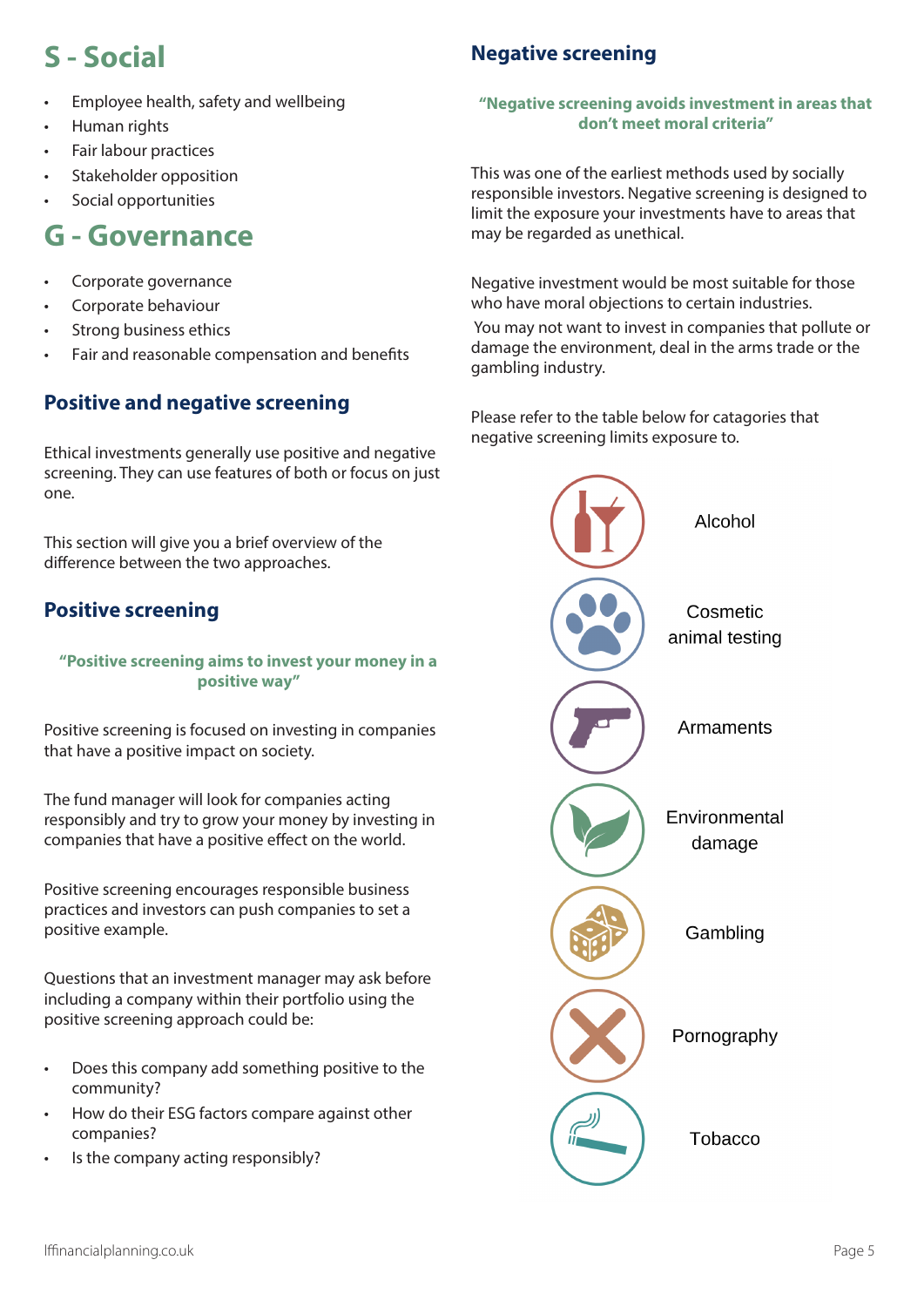## S - Social

- Employee health, safety and wellbeing
- Human rights
- Fair labour practices
- Stakeholder opposition
- Social opportunities

## G - Governance

- Corporate governance
- Corporate behaviour
- Strong business ethics
- Fair and reasonable compensation and benefits

### Positive and negative screening

Ethical investments generally use positive and negative screening. They can use features of both or focus on just one.

This section will give you a brief overview of the difference between the two approaches.

### Positive screening

**"Positive screening aims to invest your money in a positive way"**

Positive screening is focused on investing in companies that have a positive impact on society.

The fund manager will look for companies acting responsibly and try to grow your money by investing in companies that have a positive effect on the world.

Positive screening encourages responsible business practices and investors can push companies to set a positive example.

Questions that an investment manager may ask before including a company within their portfolio using the positive screening approach could be:

- Does this company add something positive to the community?
- How do their ESG factors compare against other companies?
- Is the company acting responsibly?

### Negative screening

**"Negative screening avoids investment in areas that don't meet moral criteria"**

This was one of the earliest methods used by socially responsible investors. Negative screening is designed to limit the exposure your investments have to areas that may be regarded as unethical.

Negative investment would be most suitable for those who have moral objections to certain industries.
You may not want to invest in companies that pollute or damage the environment, deal in the arms trade or the gambling industry.

Please refer to the table below for catagories that negative screening limits exposure to.

- Alcohol
- Cosmetic animal testing
- Armaments
- Environmental damage
- Gambling
- Pornography
- Tobacco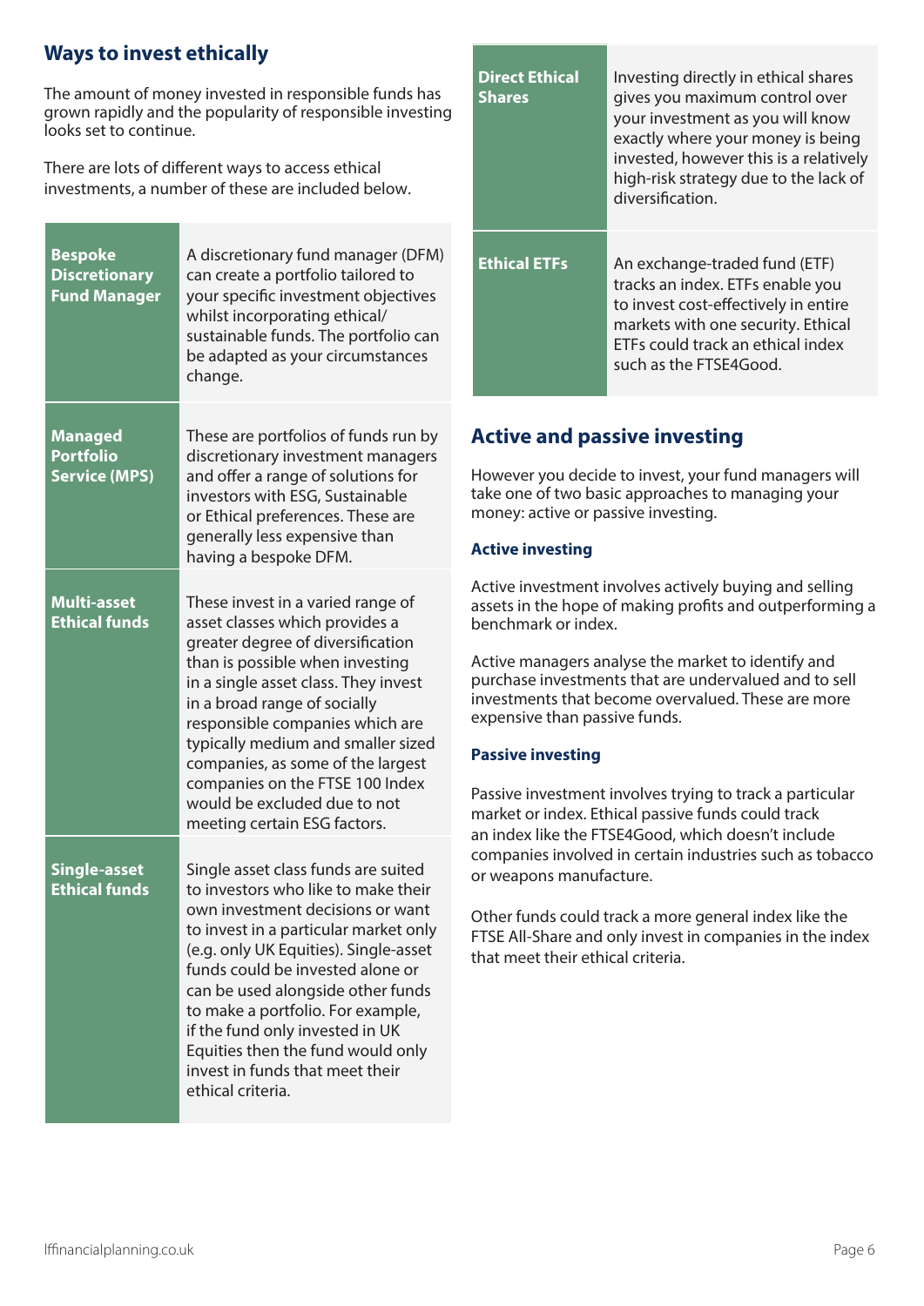## Ways to invest ethically

The amount of money invested in responsible funds has grown rapidly and the popularity of responsible investing looks set to continue.

There are lots of different ways to access ethical investments, a number of these are included below.

| | |
|---|---|
| **Bespoke Discretionary Fund Manager** | A discretionary fund manager (DFM) can create a portfolio tailored to your specific investment objectives whilst incorporating ethical/sustainable funds. The portfolio can be adapted as your circumstances change. |
| **Managed Portfolio Service (MPS)** | These are portfolios of funds run by discretionary investment managers and offer a range of solutions for investors with ESG, Sustainable or Ethical preferences. These are generally less expensive than having a bespoke DFM. |
| **Multi-asset Ethical funds** | These invest in a varied range of asset classes which provides a greater degree of diversification than is possible when investing in a single asset class. They invest in a broad range of socially responsible companies which are typically medium and smaller sized companies, as some of the largest companies on the FTSE 100 Index would be excluded due to not meeting certain ESG factors. |
| **Single-asset Ethical funds** | Single asset class funds are suited to investors who like to make their own investment decisions or want to invest in a particular market only (e.g. only UK Equities). Single-asset funds could be invested alone or can be used alongside other funds to make a portfolio. For example, if the fund only invested in UK Equities then the fund would only invest in funds that meet their ethical criteria. |
| **Direct Ethical Shares** | Investing directly in ethical shares gives you maximum control over your investment as you will know exactly where your money is being invested, however this is a relatively high-risk strategy due to the lack of diversification. |
| **Ethical ETFs** | An exchange-traded fund (ETF) tracks an index. ETFs enable you to invest cost-effectively in entire markets with one security. Ethical ETFs could track an ethical index such as the FTSE4Good. |

## Active and passive investing

However you decide to invest, your fund managers will take one of two basic approaches to managing your money: active or passive investing.

### Active investing

Active investment involves actively buying and selling assets in the hope of making profits and outperforming a benchmark or index.

Active managers analyse the market to identify and purchase investments that are undervalued and to sell investments that become overvalued. These are more expensive than passive funds.

### Passive investing

Passive investment involves trying to track a particular market or index. Ethical passive funds could track an index like the FTSE4Good, which doesn't include companies involved in certain industries such as tobacco or weapons manufacture.

Other funds could track a more general index like the FTSE All-Share and only invest in companies in the index that meet their ethical criteria.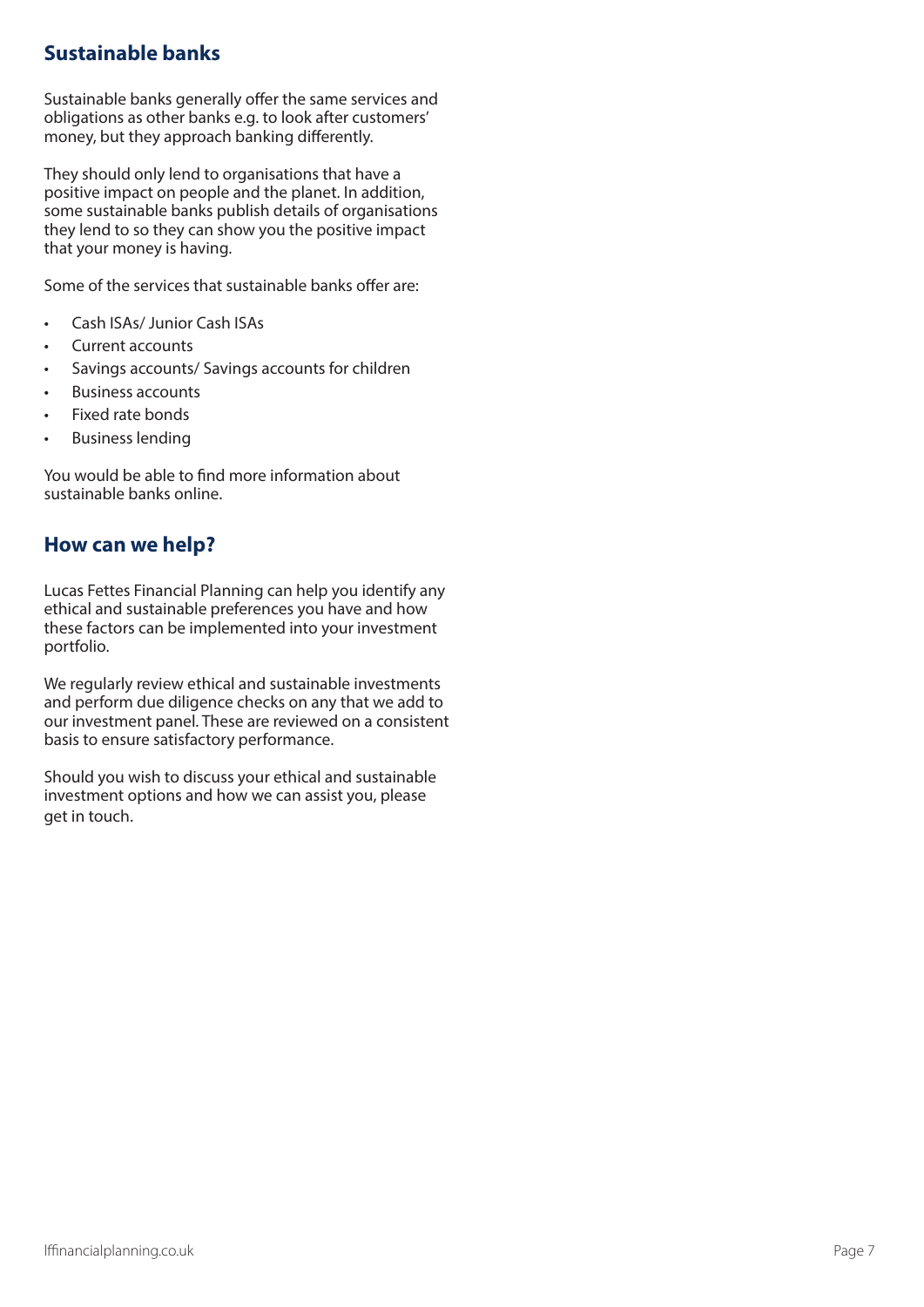## Sustainable banks

Sustainable banks generally offer the same services and obligations as other banks e.g. to look after customers' money, but they approach banking differently.

They should only lend to organisations that have a positive impact on people and the planet. In addition, some sustainable banks publish details of organisations they lend to so they can show you the positive impact that your money is having.

Some of the services that sustainable banks offer are:

- Cash ISAs/ Junior Cash ISAs
- Current accounts
- Savings accounts/ Savings accounts for children
- Business accounts
- Fixed rate bonds
- Business lending

You would be able to find more information about sustainable banks online.

## How can we help?

Lucas Fettes Financial Planning can help you identify any ethical and sustainable preferences you have and how these factors can be implemented into your investment portfolio.

We regularly review ethical and sustainable investments and perform due diligence checks on any that we add to our investment panel. These are reviewed on a consistent basis to ensure satisfactory performance.

Should you wish to discuss your ethical and sustainable investment options and how we can assist you, please get in touch.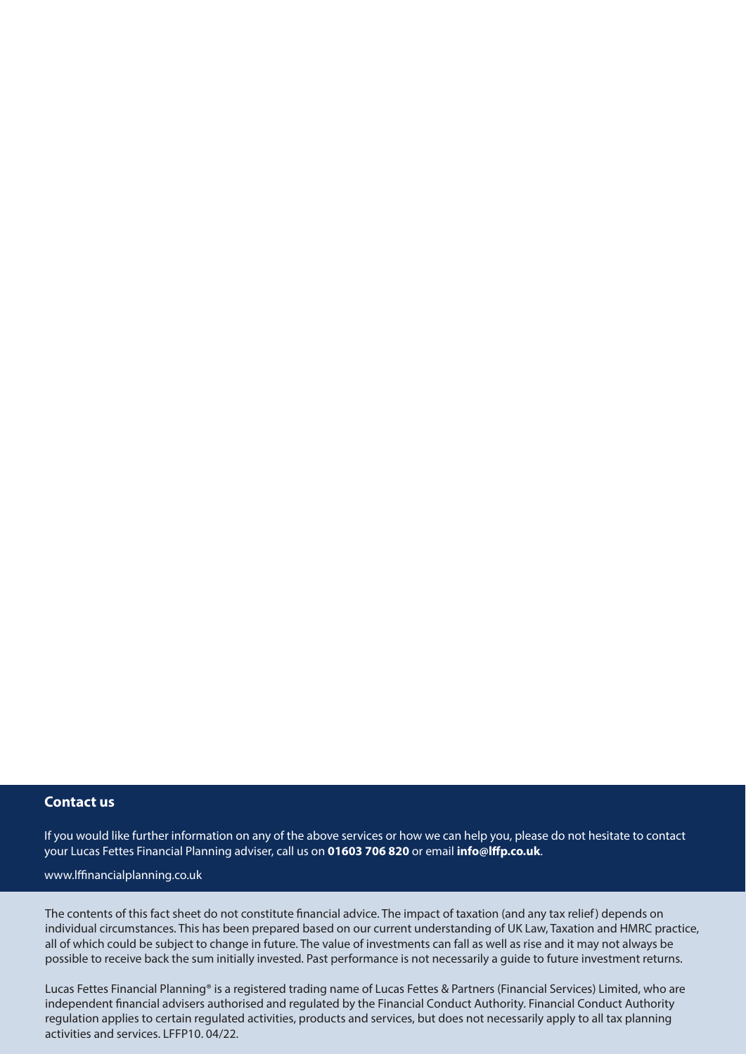## Contact us

If you would like further information on any of the above services or how we can help you, please do not hesitate to contact your Lucas Fettes Financial Planning adviser, call us on **01603 706 820** or email **info@lffp.co.uk**.

www.lffinancialplanning.co.uk

The contents of this fact sheet do not constitute financial advice. The impact of taxation (and any tax relief) depends on individual circumstances. This has been prepared based on our current understanding of UK Law, Taxation and HMRC practice, all of which could be subject to change in future. The value of investments can fall as well as rise and it may not always be possible to receive back the sum initially invested. Past performance is not necessarily a guide to future investment returns.

Lucas Fettes Financial Planning® is a registered trading name of Lucas Fettes & Partners (Financial Services) Limited, who are independent financial advisers authorised and regulated by the Financial Conduct Authority. Financial Conduct Authority regulation applies to certain regulated activities, products and services, but does not necessarily apply to all tax planning activities and services. LFFP10. 04/22.